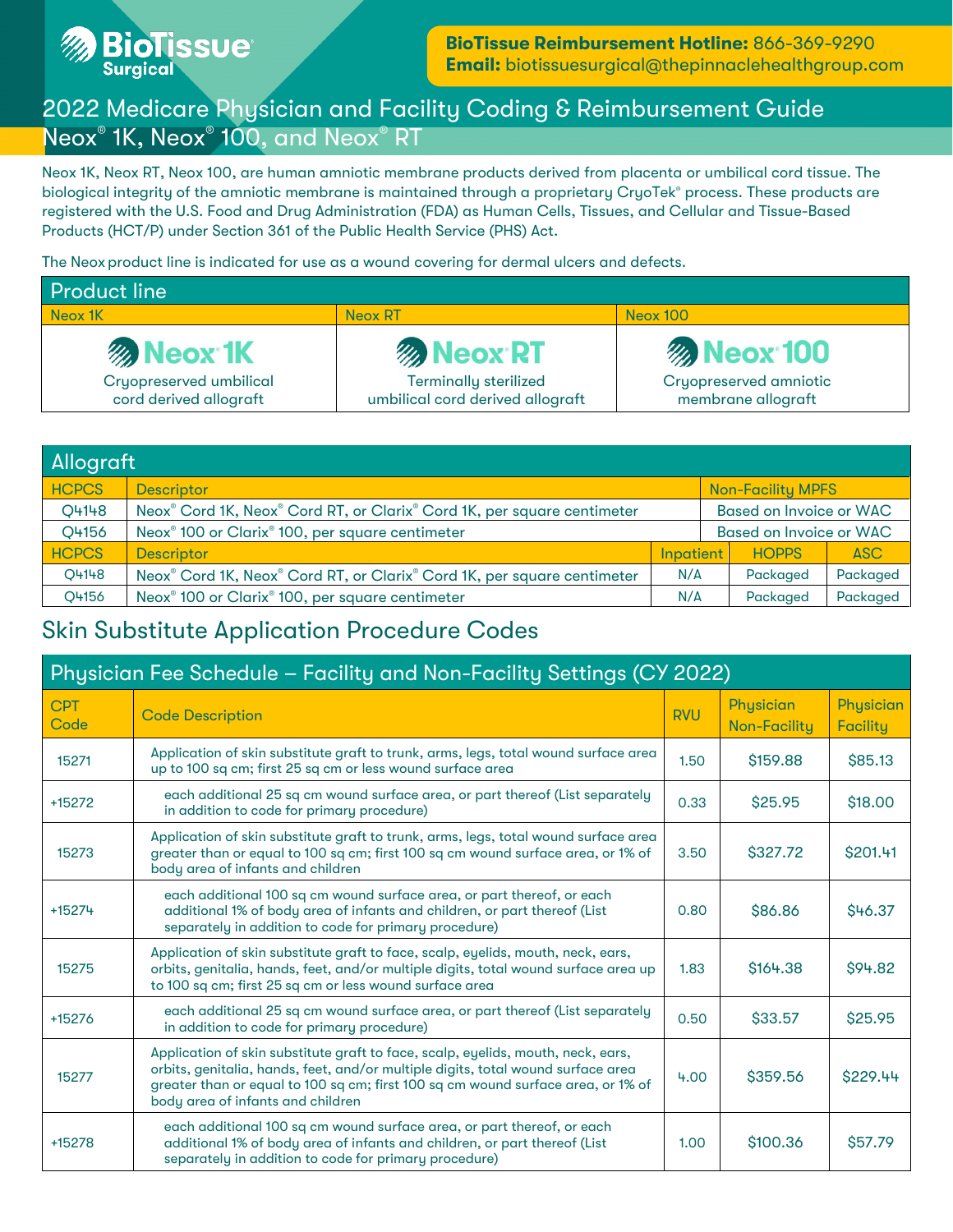BioTissue Surgical

**BioTissue Reimbursement Hotline:** 866-369-9290
**Email:** biotissuesurgical@thepinnaclehealthgroup.com

# 2022 Medicare Physician and Facility Coding & Reimbursement Guide Neox® 1K, Neox® 100, and Neox® RT

Neox 1K, Neox RT, Neox 100, are human amniotic membrane products derived from placenta or umbilical cord tissue. The biological integrity of the amniotic membrane is maintained through a proprietary CryoTek® process. These products are registered with the U.S. Food and Drug Administration (FDA) as Human Cells, Tissues, and Cellular and Tissue-Based Products (HCT/P) under Section 361 of the Public Health Service (PHS) Act.

The Neox product line is indicated for use as a wound covering for dermal ulcers and defects.

| Product line | | |
|---|---|---|
| Neox 1K | Neox RT | Neox 100 |
| Neox 1K<br>Cryopreserved umbilical cord derived allograft | Neox RT<br>Terminally sterilized umbilical cord derived allograft | Neox 100<br>Cryopreserved amniotic membrane allograft |

| Allograft | | | | |
|---|---|---|---|---|
| HCPCS | Descriptor | Non-Facility MPFS | | |
| Q4148 | Neox® Cord 1K, Neox® Cord RT, or Clarix® Cord 1K, per square centimeter | Based on Invoice or WAC | | |
| Q4156 | Neox® 100 or Clarix® 100, per square centimeter | Based on Invoice or WAC | | |
| HCPCS | Descriptor | Inpatient | HOPPS | ASC |
| Q4148 | Neox® Cord 1K, Neox® Cord RT, or Clarix® Cord 1K, per square centimeter | N/A | Packaged | Packaged |
| Q4156 | Neox® 100 or Clarix® 100, per square centimeter | N/A | Packaged | Packaged |

## Skin Substitute Application Procedure Codes

| Physician Fee Schedule – Facility and Non-Facility Settings (CY 2022) | | | | |
|---|---|---|---|---|
| CPT Code | Code Description | RVU | Physician Non-Facility | Physician Facility |
| 15271 | Application of skin substitute graft to trunk, arms, legs, total wound surface area up to 100 sq cm; first 25 sq cm or less wound surface area | 1.50 | $159.88 | $85.13 |
| +15272 | each additional 25 sq cm wound surface area, or part thereof (List separately in addition to code for primary procedure) | 0.33 | $25.95 | $18.00 |
| 15273 | Application of skin substitute graft to trunk, arms, legs, total wound surface area greater than or equal to 100 sq cm; first 100 sq cm wound surface area, or 1% of body area of infants and children | 3.50 | $327.72 | $201.41 |
| +15274 | each additional 100 sq cm wound surface area, or part thereof, or each additional 1% of body area of infants and children, or part thereof (List separately in addition to code for primary procedure) | 0.80 | $86.86 | $46.37 |
| 15275 | Application of skin substitute graft to face, scalp, eyelids, mouth, neck, ears, orbits, genitalia, hands, feet, and/or multiple digits, total wound surface area up to 100 sq cm; first 25 sq cm or less wound surface area | 1.83 | $164.38 | $94.82 |
| +15276 | each additional 25 sq cm wound surface area, or part thereof (List separately in addition to code for primary procedure) | 0.50 | $33.57 | $25.95 |
| 15277 | Application of skin substitute graft to face, scalp, eyelids, mouth, neck, ears, orbits, genitalia, hands, feet, and/or multiple digits, total wound surface area greater than or equal to 100 sq cm; first 100 sq cm wound surface area, or 1% of body area of infants and children | 4.00 | $359.56 | $229.44 |
| +15278 | each additional 100 sq cm wound surface area, or part thereof, or each additional 1% of body area of infants and children, or part thereof (List separately in addition to code for primary procedure) | 1.00 | $100.36 | $57.79 |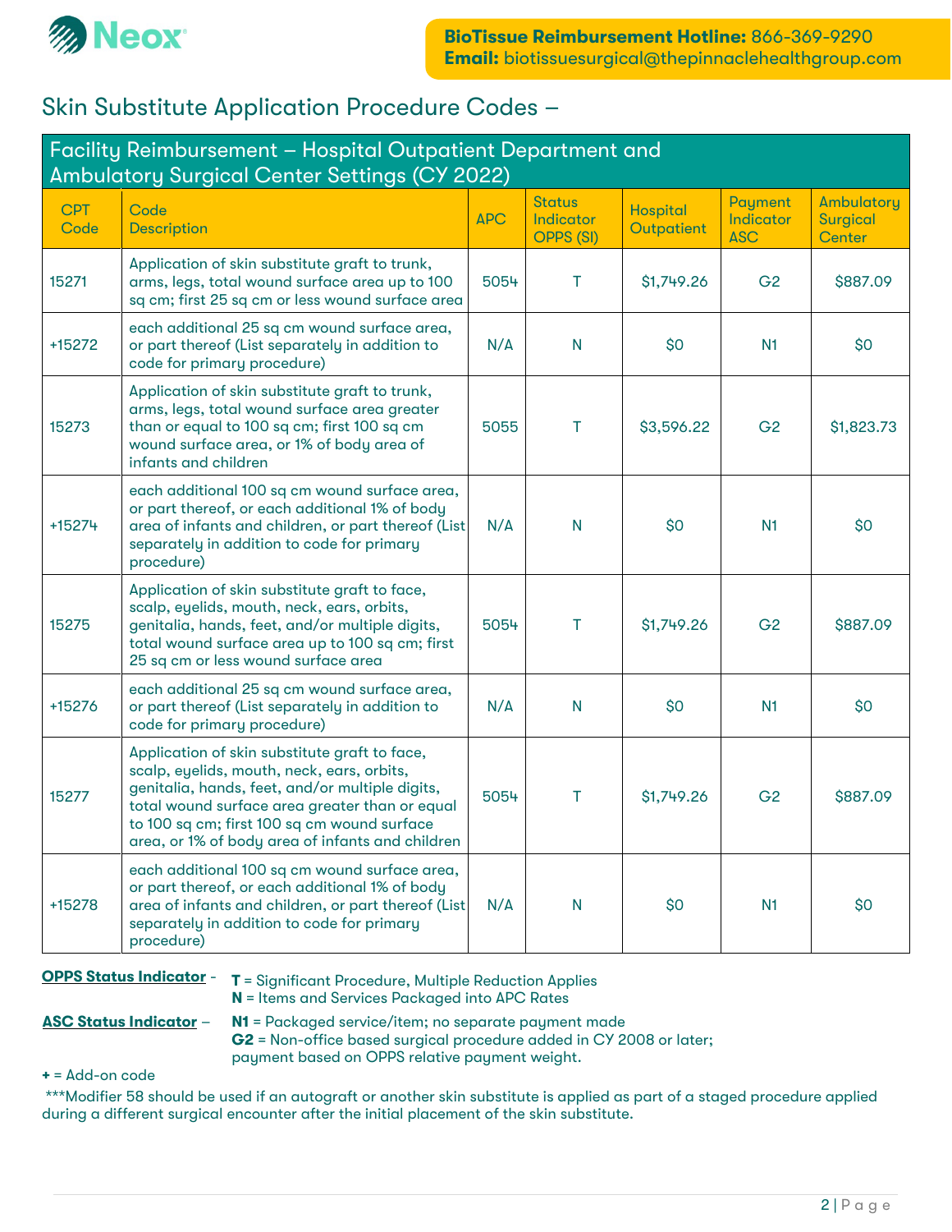Neox

**BioTissue Reimbursement Hotline:** 866-369-9290
**Email:** biotissuesurgical@thepinnaclehealthgroup.com

# Skin Substitute Application Procedure Codes –

## Facility Reimbursement – Hospital Outpatient Department and Ambulatory Surgical Center Settings (CY 2022)

| CPT Code | Code Description | APC | Status Indicator OPPS (SI) | Hospital Outpatient | Payment Indicator ASC | Ambulatory Surgical Center |
|---|---|---|---|---|---|---|
| 15271 | Application of skin substitute graft to trunk, arms, legs, total wound surface area up to 100 sq cm; first 25 sq cm or less wound surface area | 5054 | T | $1,749.26 | G2 | $887.09 |
| +15272 | each additional 25 sq cm wound surface area, or part thereof (List separately in addition to code for primary procedure) | N/A | N | $0 | N1 | $0 |
| 15273 | Application of skin substitute graft to trunk, arms, legs, total wound surface area greater than or equal to 100 sq cm; first 100 sq cm wound surface area, or 1% of body area of infants and children | 5055 | T | $3,596.22 | G2 | $1,823.73 |
| +15274 | each additional 100 sq cm wound surface area, or part thereof, or each additional 1% of body area of infants and children, or part thereof (List separately in addition to code for primary procedure) | N/A | N | $0 | N1 | $0 |
| 15275 | Application of skin substitute graft to face, scalp, eyelids, mouth, neck, ears, orbits, genitalia, hands, feet, and/or multiple digits, total wound surface area up to 100 sq cm; first 25 sq cm or less wound surface area | 5054 | T | $1,749.26 | G2 | $887.09 |
| +15276 | each additional 25 sq cm wound surface area, or part thereof (List separately in addition to code for primary procedure) | N/A | N | $0 | N1 | $0 |
| 15277 | Application of skin substitute graft to face, scalp, eyelids, mouth, neck, ears, orbits, genitalia, hands, feet, and/or multiple digits, total wound surface area greater than or equal to 100 sq cm; first 100 sq cm wound surface area, or 1% of body area of infants and children | 5054 | T | $1,749.26 | G2 | $887.09 |
| +15278 | each additional 100 sq cm wound surface area, or part thereof, or each additional 1% of body area of infants and children, or part thereof (List separately in addition to code for primary procedure) | N/A | N | $0 | N1 | $0 |

**OPPS Status Indicator** -
- **T** = Significant Procedure, Multiple Reduction Applies
- **N** = Items and Services Packaged into APC Rates

**ASC Status Indicator** –
- **N1** = Packaged service/item; no separate payment made
- **G2** = Non-office based surgical procedure added in CY 2008 or later; payment based on OPPS relative payment weight.

**+** = Add-on code

***Modifier 58 should be used if an autograft or another skin substitute is applied as part of a staged procedure applied during a different surgical encounter after the initial placement of the skin substitute.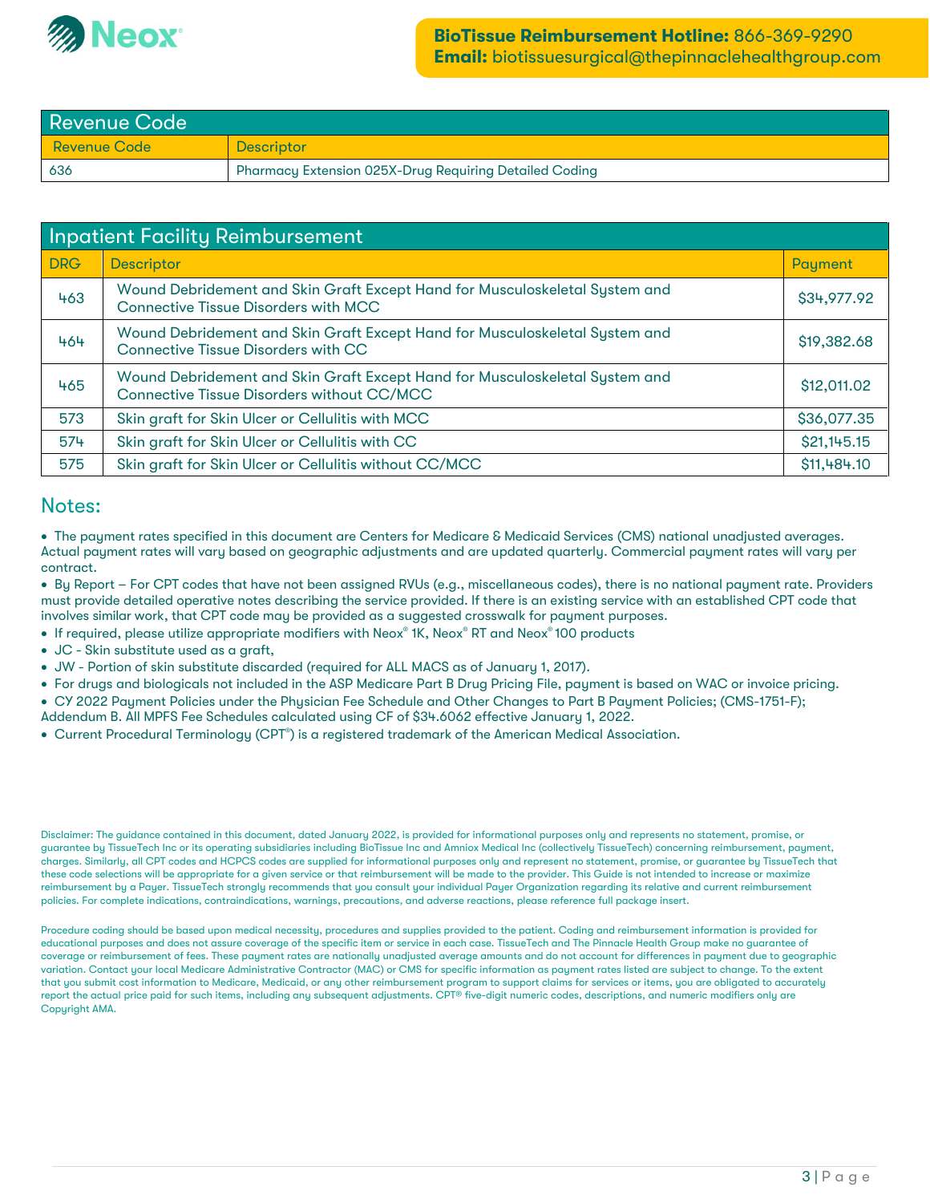**BioTissue Reimbursement Hotline:** 866-369-9290
**Email:** biotissuesurgical@thepinnaclehealthgroup.com

| Revenue Code | |
|---|---|
| **Revenue Code** | **Descriptor** |
| 636 | Pharmacy Extension 025X-Drug Requiring Detailed Coding |

| Inpatient Facility Reimbursement | | |
|---|---|---|
| **DRG** | **Descriptor** | **Payment** |
| 463 | Wound Debridement and Skin Graft Except Hand for Musculoskeletal System and Connective Tissue Disorders with MCC | $34,977.92 |
| 464 | Wound Debridement and Skin Graft Except Hand for Musculoskeletal System and Connective Tissue Disorders with CC | $19,382.68 |
| 465 | Wound Debridement and Skin Graft Except Hand for Musculoskeletal System and Connective Tissue Disorders without CC/MCC | $12,011.02 |
| 573 | Skin graft for Skin Ulcer or Cellulitis with MCC | $36,077.35 |
| 574 | Skin graft for Skin Ulcer or Cellulitis with CC | $21,145.15 |
| 575 | Skin graft for Skin Ulcer or Cellulitis without CC/MCC | $11,484.10 |

## Notes:

- The payment rates specified in this document are Centers for Medicare & Medicaid Services (CMS) national unadjusted averages. Actual payment rates will vary based on geographic adjustments and are updated quarterly. Commercial payment rates will vary per contract.
- By Report – For CPT codes that have not been assigned RVUs (e.g., miscellaneous codes), there is no national payment rate. Providers must provide detailed operative notes describing the service provided. If there is an existing service with an established CPT code that involves similar work, that CPT code may be provided as a suggested crosswalk for payment purposes.
- If required, please utilize appropriate modifiers with Neox® 1K, Neox® RT and Neox® 100 products
- JC - Skin substitute used as a graft,
- JW - Portion of skin substitute discarded (required for ALL MACS as of January 1, 2017).
- For drugs and biologicals not included in the ASP Medicare Part B Drug Pricing File, payment is based on WAC or invoice pricing.
- CY 2022 Payment Policies under the Physician Fee Schedule and Other Changes to Part B Payment Policies; (CMS-1751-F); Addendum B. All MPFS Fee Schedules calculated using CF of $34.6062 effective January 1, 2022.
- Current Procedural Terminology (CPT®) is a registered trademark of the American Medical Association.

Disclaimer: The guidance contained in this document, dated January 2022, is provided for informational purposes only and represents no statement, promise, or guarantee by TissueTech Inc or its operating subsidiaries including BioTissue Inc and Amniox Medical Inc (collectively TissueTech) concerning reimbursement, payment, charges. Similarly, all CPT codes and HCPCS codes are supplied for informational purposes only and represent no statement, promise, or guarantee by TissueTech that these code selections will be appropriate for a given service or that reimbursement will be made to the provider. This Guide is not intended to increase or maximize reimbursement by a Payer. TissueTech strongly recommends that you consult your individual Payer Organization regarding its relative and current reimbursement policies. For complete indications, contraindications, warnings, precautions, and adverse reactions, please reference full package insert.

Procedure coding should be based upon medical necessity, procedures and supplies provided to the patient. Coding and reimbursement information is provided for educational purposes and does not assure coverage of the specific item or service in each case. TissueTech and The Pinnacle Health Group make no guarantee of coverage or reimbursement of fees. These payment rates are nationally unadjusted average amounts and do not account for differences in payment due to geographic variation. Contact your local Medicare Administrative Contractor (MAC) or CMS for specific information as payment rates listed are subject to change. To the extent that you submit cost information to Medicare, Medicaid, or any other reimbursement program to support claims for services or items, you are obligated to accurately report the actual price paid for such items, including any subsequent adjustments. CPT® five-digit numeric codes, descriptions, and numeric modifiers only are Copyright AMA.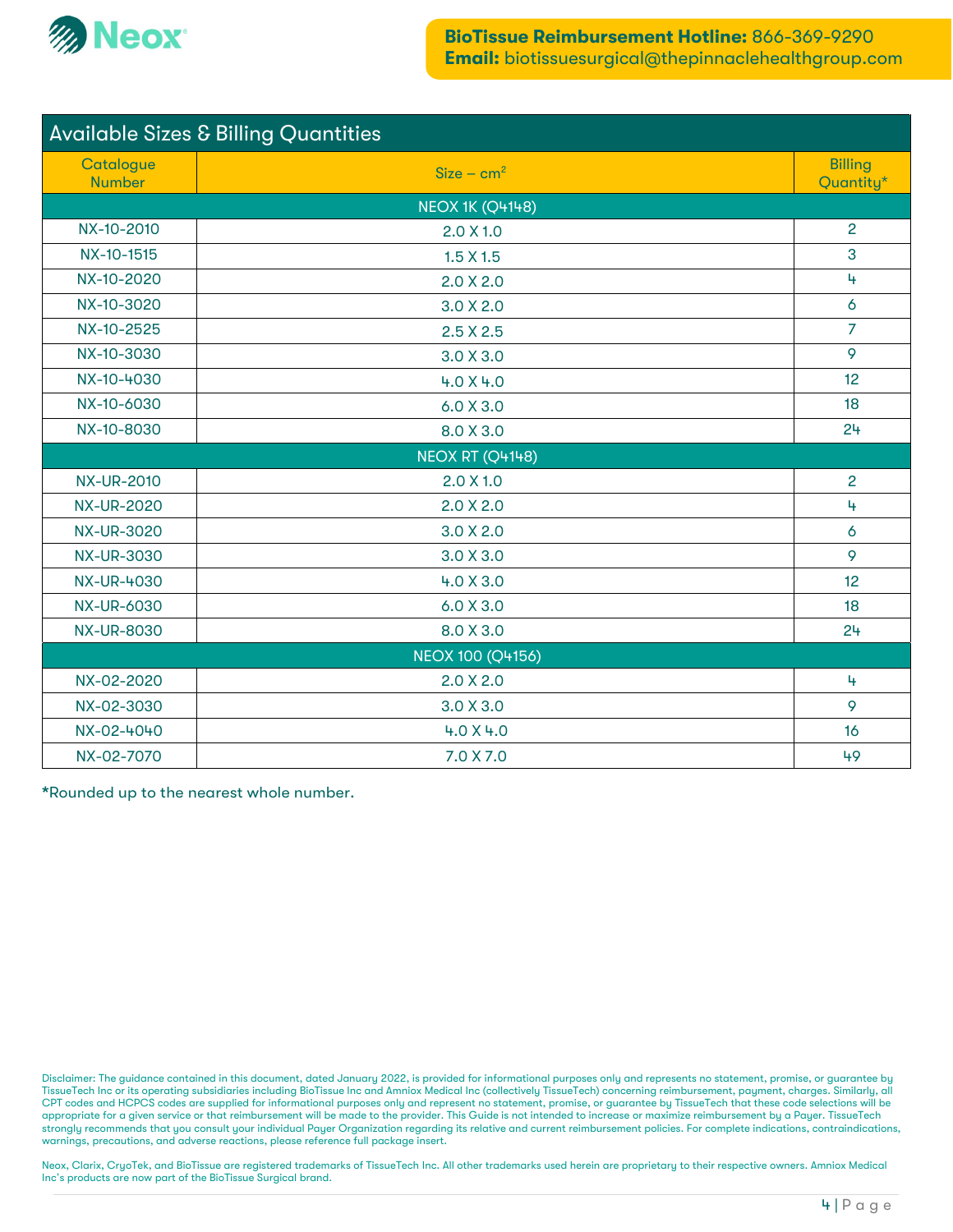**BioTissue Reimbursement Hotline:** 866-369-9290
**Email:** biotissuesurgical@thepinnaclehealthgroup.com

## Available Sizes & Billing Quantities

| Catalogue Number | Size – cm² | Billing Quantity* |
|---|---|---|
| NEOX 1K (Q4148) | | |
| NX-10-2010 | 2.0 X 1.0 | 2 |
| NX-10-1515 | 1.5 X 1.5 | 3 |
| NX-10-2020 | 2.0 X 2.0 | 4 |
| NX-10-3020 | 3.0 X 2.0 | 6 |
| NX-10-2525 | 2.5 X 2.5 | 7 |
| NX-10-3030 | 3.0 X 3.0 | 9 |
| NX-10-4030 | 4.0 X 4.0 | 12 |
| NX-10-6030 | 6.0 X 3.0 | 18 |
| NX-10-8030 | 8.0 X 3.0 | 24 |
| NEOX RT (Q4148) | | |
| NX-UR-2010 | 2.0 X 1.0 | 2 |
| NX-UR-2020 | 2.0 X 2.0 | 4 |
| NX-UR-3020 | 3.0 X 2.0 | 6 |
| NX-UR-3030 | 3.0 X 3.0 | 9 |
| NX-UR-4030 | 4.0 X 3.0 | 12 |
| NX-UR-6030 | 6.0 X 3.0 | 18 |
| NX-UR-8030 | 8.0 X 3.0 | 24 |
| NEOX 100 (Q4156) | | |
| NX-02-2020 | 2.0 X 2.0 | 4 |
| NX-02-3030 | 3.0 X 3.0 | 9 |
| NX-02-4040 | 4.0 X 4.0 | 16 |
| NX-02-7070 | 7.0 X 7.0 | 49 |

*Rounded up to the nearest whole number.

Disclaimer: The guidance contained in this document, dated January 2022, is provided for informational purposes only and represents no statement, promise, or guarantee by TissueTech Inc or its operating subsidiaries including BioTissue Inc and Amniox Medical Inc (collectively TissueTech) concerning reimbursement, payment, charges. Similarly, all CPT codes and HCPCS codes are supplied for informational purposes only and represent no statement, promise, or guarantee by TissueTech that these code selections will be appropriate for a given service or that reimbursement will be made to the provider. This Guide is not intended to increase or maximize reimbursement by a Payer. TissueTech strongly recommends that you consult your individual Payer Organization regarding its relative and current reimbursement policies. For complete indications, contraindications, warnings, precautions, and adverse reactions, please reference full package insert.

Neox, Clarix, CryoTek, and BioTissue are registered trademarks of TissueTech Inc. All other trademarks used herein are proprietary to their respective owners. Amniox Medical Inc's products are now part of the BioTissue Surgical brand.